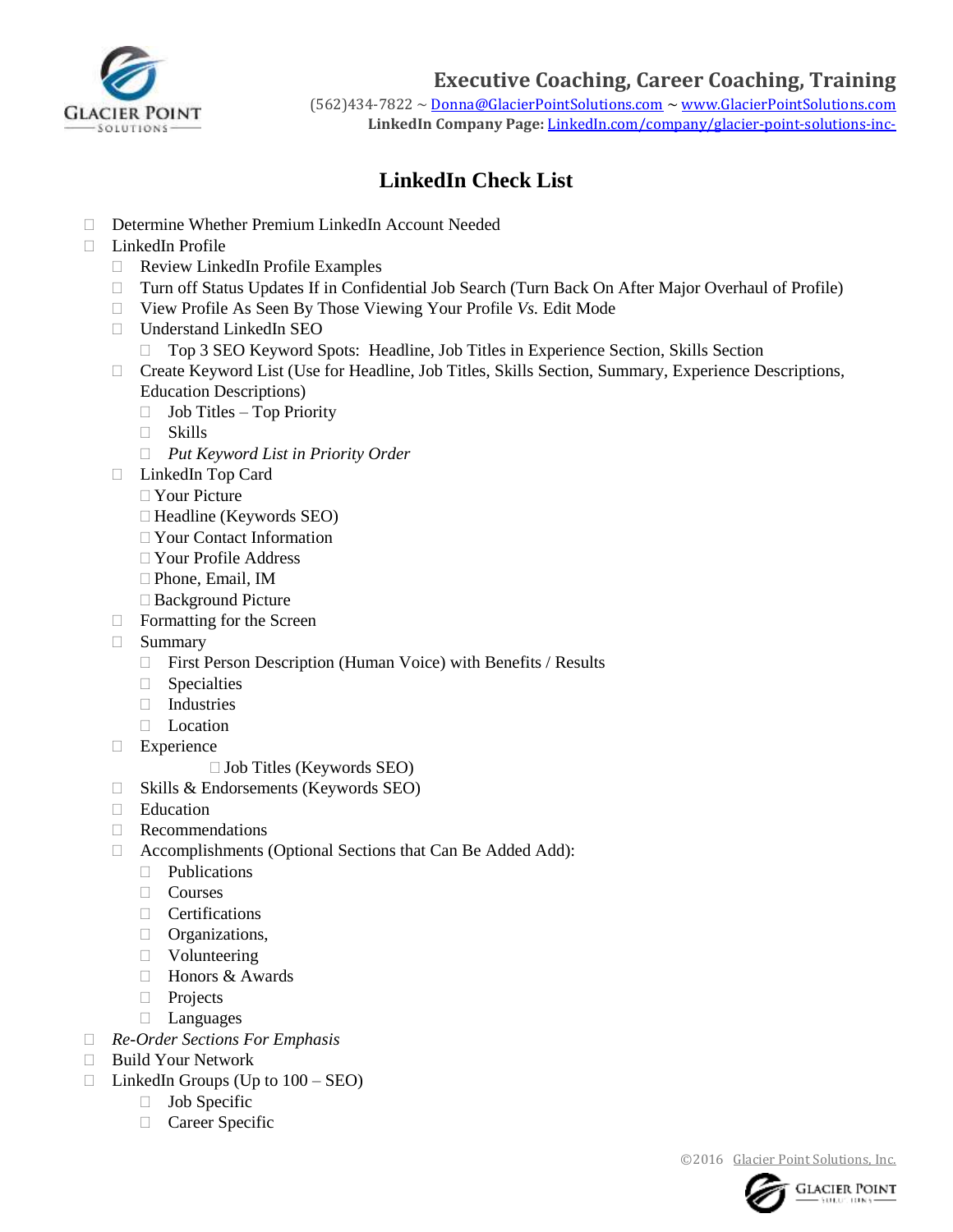Executive Coaching, Career Coaching, Training

(562)434-7822 ~ Donna@GlacierPointSolutions.com ~ www.GlacierPointSolutions.com

**LinkedIn Company Page:** LinkedIn.com/company/glacier-point-solutions-inc-

# LinkedIn Check List

- ☐ Determine Whether Premium LinkedIn Account Needed
- ☐ LinkedIn Profile
  - ☐ Review LinkedIn Profile Examples
  - ☐ Turn off Status Updates If in Confidential Job Search (Turn Back On After Major Overhaul of Profile)
  - ☐ View Profile As Seen By Those Viewing Your Profile *Vs.* Edit Mode
  - ☐ Understand LinkedIn SEO
    - ☐ Top 3 SEO Keyword Spots: Headline, Job Titles in Experience Section, Skills Section
  - ☐ Create Keyword List (Use for Headline, Job Titles, Skills Section, Summary, Experience Descriptions, Education Descriptions)
    - ☐ Job Titles – Top Priority
    - ☐ Skills
    - ☐ *Put Keyword List in Priority Order*
  - ☐ LinkedIn Top Card
    - ☐ Your Picture
    - ☐ Headline (Keywords SEO)
    - ☐ Your Contact Information
    - ☐ Your Profile Address
    - ☐ Phone, Email, IM
    - ☐ Background Picture
  - ☐ Formatting for the Screen
  - ☐ Summary
    - ☐ First Person Description (Human Voice) with Benefits / Results
    - ☐ Specialties
    - ☐ Industries
    - ☐ Location
  - ☐ Experience
    - ☐ Job Titles (Keywords SEO)
  - ☐ Skills & Endorsements (Keywords SEO)
  - ☐ Education
  - ☐ Recommendations
  - ☐ Accomplishments (Optional Sections that Can Be Added Add):
    - ☐ Publications
    - ☐ Courses
    - ☐ Certifications
    - ☐ Organizations,
    - ☐ Volunteering
    - ☐ Honors & Awards
    - ☐ Projects
    - ☐ Languages
- ☐ *Re-Order Sections For Emphasis*
- ☐ Build Your Network
- ☐ LinkedIn Groups (Up to 100 – SEO)
  - ☐ Job Specific
  - ☐ Career Specific

©2016 Glacier Point Solutions, Inc.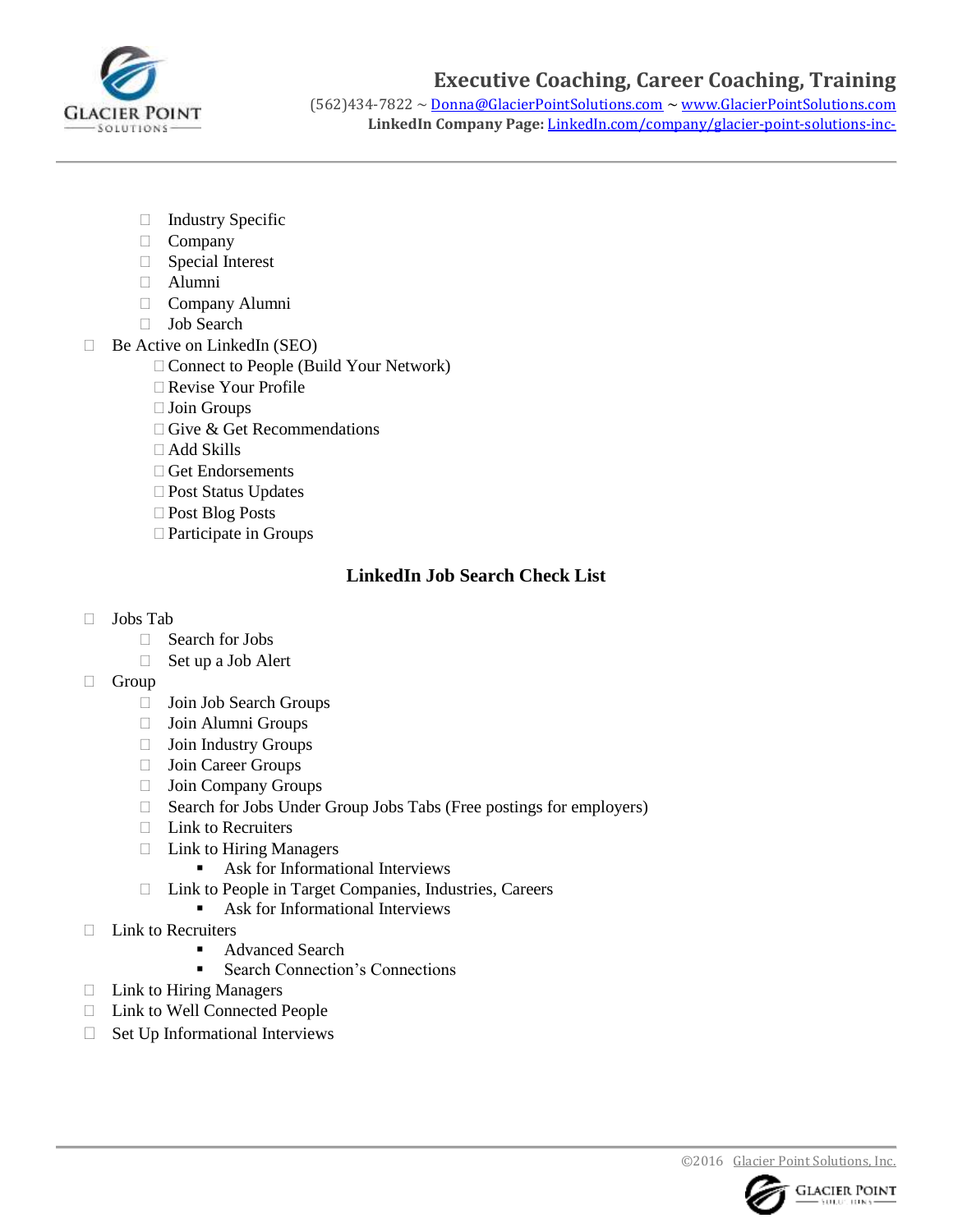- Industry Specific
    - Company
    - Special Interest
    - Alumni
    - Company Alumni
    - Job Search
- Be Active on LinkedIn (SEO)
    - Connect to People (Build Your Network)
    - Revise Your Profile
    - Join Groups
    - Give & Get Recommendations
    - Add Skills
    - Get Endorsements
    - Post Status Updates
    - Post Blog Posts
    - Participate in Groups

## LinkedIn Job Search Check List

- Jobs Tab
    - Search for Jobs
    - Set up a Job Alert
- Group
    - Join Job Search Groups
    - Join Alumni Groups
    - Join Industry Groups
    - Join Career Groups
    - Join Company Groups
    - Search for Jobs Under Group Jobs Tabs (Free postings for employers)
    - Link to Recruiters
    - Link to Hiring Managers
        - Ask for Informational Interviews
    - Link to People in Target Companies, Industries, Careers
        - Ask for Informational Interviews
- Link to Recruiters
    - Advanced Search
    - Search Connection's Connections
- Link to Hiring Managers
- Link to Well Connected People
- Set Up Informational Interviews